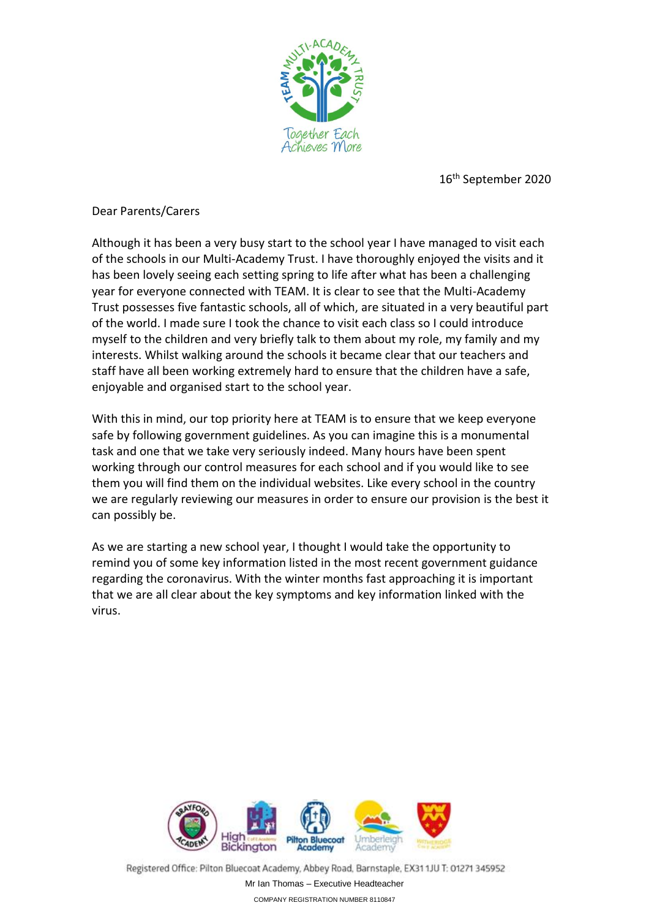TEAM MULTI-ACADEMY TRUST

Together Each Achieves More

16th September 2020

Dear Parents/Carers

Although it has been a very busy start to the school year I have managed to visit each of the schools in our Multi-Academy Trust. I have thoroughly enjoyed the visits and it has been lovely seeing each setting spring to life after what has been a challenging year for everyone connected with TEAM. It is clear to see that the Multi-Academy Trust possesses five fantastic schools, all of which, are situated in a very beautiful part of the world. I made sure I took the chance to visit each class so I could introduce myself to the children and very briefly talk to them about my role, my family and my interests. Whilst walking around the schools it became clear that our teachers and staff have all been working extremely hard to ensure that the children have a safe, enjoyable and organised start to the school year.

With this in mind, our top priority here at TEAM is to ensure that we keep everyone safe by following government guidelines. As you can imagine this is a monumental task and one that we take very seriously indeed. Many hours have been spent working through our control measures for each school and if you would like to see them you will find them on the individual websites. Like every school in the country we are regularly reviewing our measures in order to ensure our provision is the best it can possibly be.

As we are starting a new school year, I thought I would take the opportunity to remind you of some key information listed in the most recent government guidance regarding the coronavirus. With the winter months fast approaching it is important that we are all clear about the key symptoms and key information linked with the virus.

Brayford Academy | High Bickington C of E Academy | Pilton Bluecoat Academy | Umberleigh Academy | Witheridge C of E Academy

Registered Office: Pilton Bluecoat Academy, Abbey Road, Barnstaple, EX31 1JU T: 01271 345952

Mr Ian Thomas – Executive Headteacher

COMPANY REGISTRATION NUMBER 8110847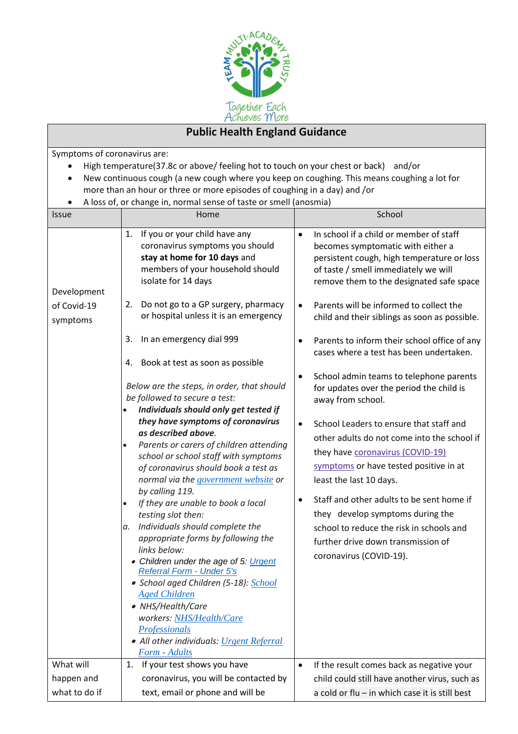Together Each Achieves More

## Public Health England Guidance

Symptoms of coronavirus are:

- High temperature(37.8c or above/ feeling hot to touch on your chest or back) and/or
- New continuous cough (a new cough where you keep on coughing. This means coughing a lot for more than an hour or three or more episodes of coughing in a day) and /or
- A loss of, or change in, normal sense of taste or smell (anosmia)

| Issue | Home | School |
|---|---|---|
| Development of Covid-19 symptoms | 1. If you or your child have any coronavirus symptoms you should **stay at home for 10 days** and members of your household should isolate for 14 days<br><br>2. Do not go to a GP surgery, pharmacy or hospital unless it is an emergency<br><br>3. In an emergency dial 999<br><br>4. Book at test as soon as possible<br><br>*Below are the steps, in order, that should be followed to secure a test:*<br>• ***Individuals should only get tested if they have symptoms of coronavirus as described above.***<br>• *Parents or carers of children attending school or school staff with symptoms of coronavirus should book a test as normal via the government website or by calling 119.*<br>• *If they are unable to book a local testing slot then:*<br>*a. Individuals should complete the appropriate forms by following the links below:*<br>• *Children under the age of 5: Urgent Referral Form - Under 5's*<br>• *School aged Children (5-18): School Aged Children*<br>• *NHS/Health/Care workers: NHS/Health/Care Professionals*<br>• *All other individuals: Urgent Referral Form - Adults* | • In school if a child or member of staff becomes symptomatic with either a persistent cough, high temperature or loss of taste / smell immediately we will remove them to the designated safe space<br><br>• Parents will be informed to collect the child and their siblings as soon as possible.<br><br>• Parents to inform their school office of any cases where a test has been undertaken.<br><br>• School admin teams to telephone parents for updates over the period the child is away from school.<br><br>• School Leaders to ensure that staff and other adults do not come into the school if they have coronavirus (COVID-19) symptoms or have tested positive in at least the last 10 days.<br><br>• Staff and other adults to be sent home if they develop symptoms during the school to reduce the risk in schools and further drive down transmission of coronavirus (COVID-19). |
| What will happen and what to do if | 1. If your test shows you have coronavirus, you will be contacted by text, email or phone and will be | • If the result comes back as negative your child could still have another virus, such as a cold or flu – in which case it is still best |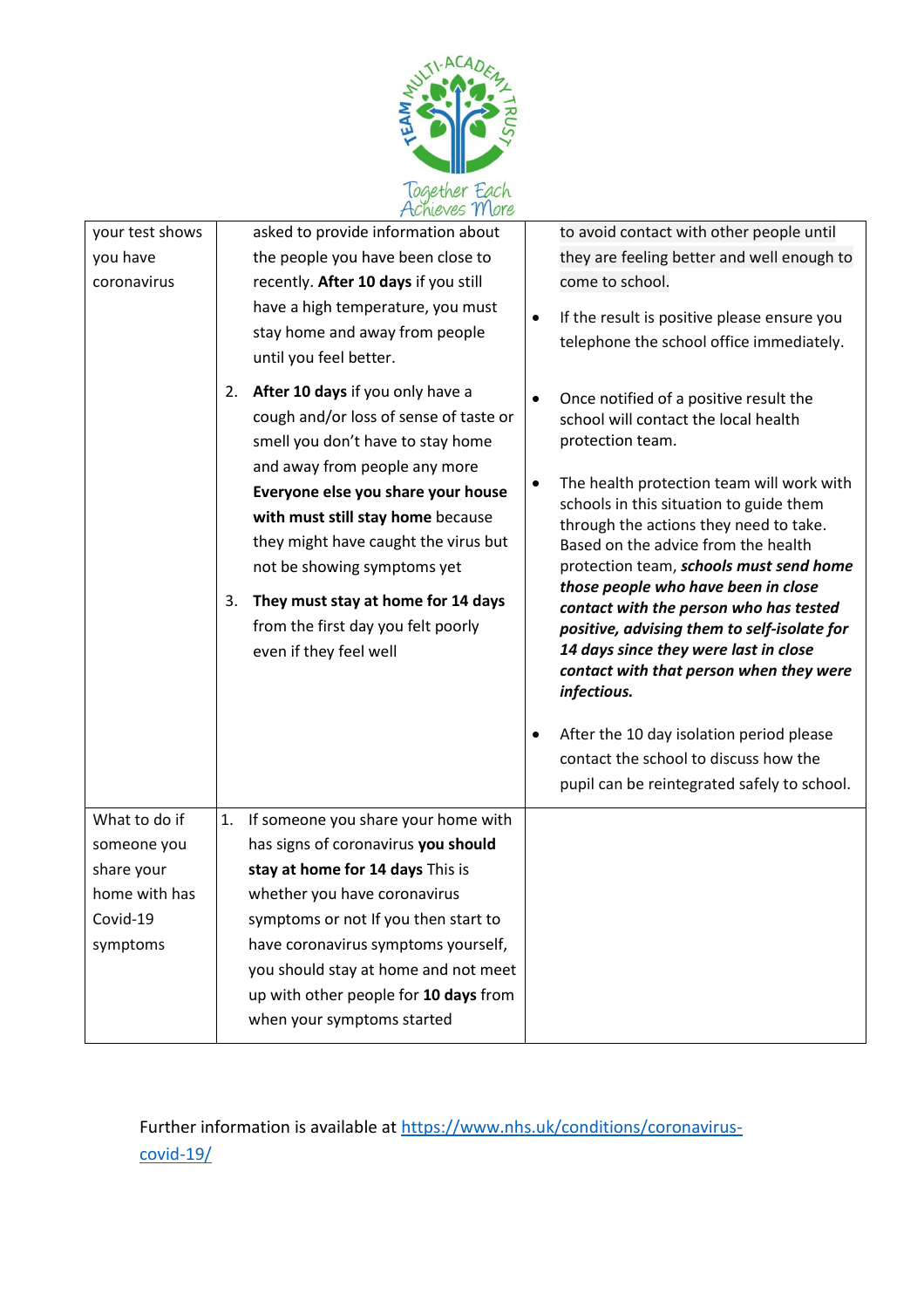| your test shows you have coronavirus | asked to provide information about the people you have been close to recently. **After 10 days** if you still have a high temperature, you must stay home and away from people until you feel better.<br><br>2. **After 10 days** if you only have a cough and/or loss of sense of taste or smell you don't have to stay home and away from people any more **Everyone else you share your house with must still stay home** because they might have caught the virus but not be showing symptoms yet<br><br>3. **They must stay at home for 14 days** from the first day you felt poorly even if they feel well | to avoid contact with other people until they are feeling better and well enough to come to school.<br><br>• If the result is positive please ensure you telephone the school office immediately.<br><br>• Once notified of a positive result the school will contact the local health protection team.<br><br>• The health protection team will work with schools in this situation to guide them through the actions they need to take. Based on the advice from the health protection team, ***schools must send home those people who have been in close contact with the person who has tested positive, advising them to self-isolate for 14 days since they were last in close contact with that person when they were infectious.***<br><br>• After the 10 day isolation period please contact the school to discuss how the pupil can be reintegrated safely to school. |
|---|---|---|
| What to do if someone you share your home with has Covid-19 symptoms | 1. If someone you share your home with has signs of coronavirus **you should stay at home for 14 days** This is whether you have coronavirus symptoms or not If you then start to have coronavirus symptoms yourself, you should stay at home and not meet up with other people for **10 days** from when your symptoms started | |

Further information is available at https://www.nhs.uk/conditions/coronavirus-covid-19/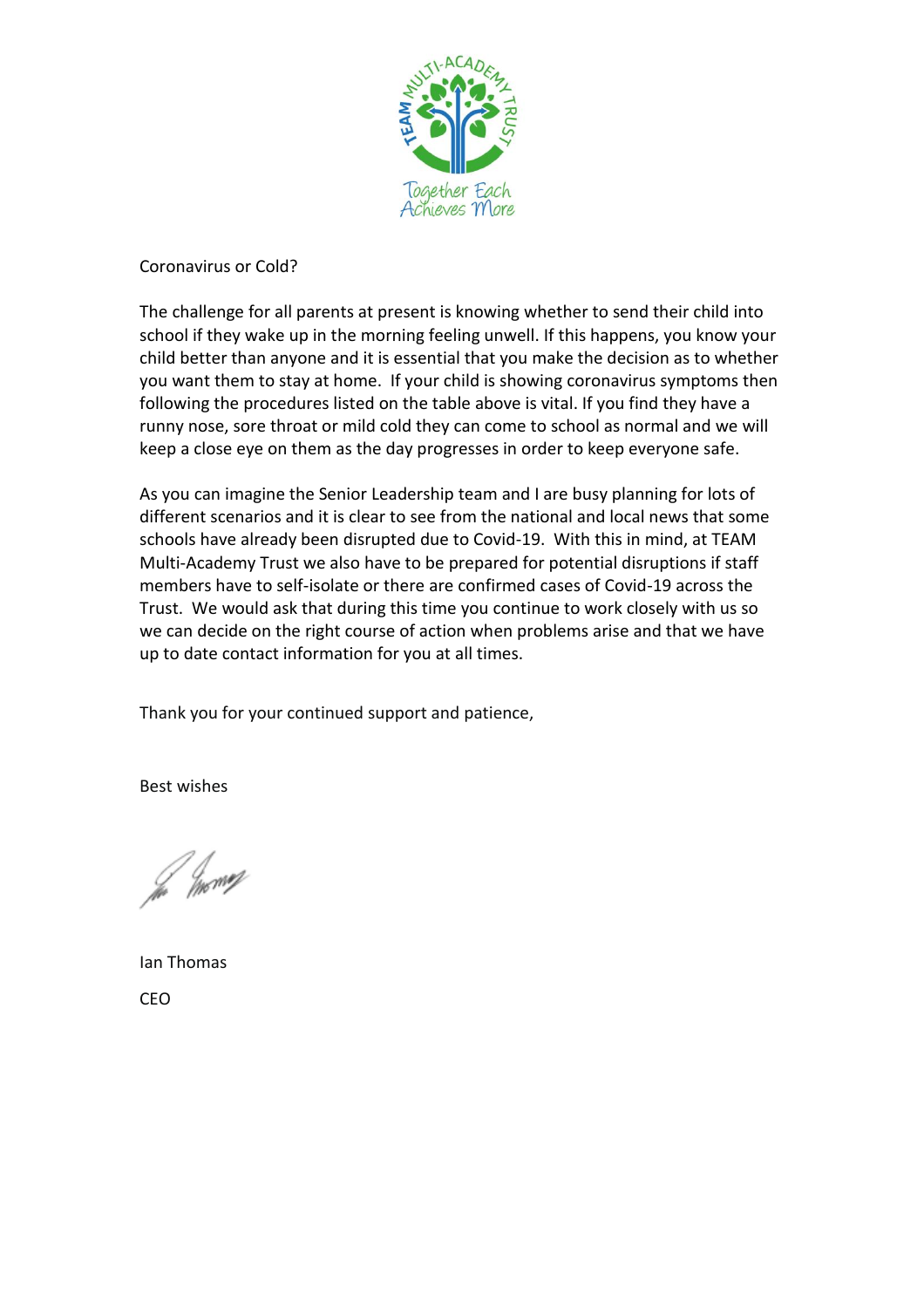Coronavirus or Cold?

The challenge for all parents at present is knowing whether to send their child into school if they wake up in the morning feeling unwell. If this happens, you know your child better than anyone and it is essential that you make the decision as to whether you want them to stay at home. If your child is showing coronavirus symptoms then following the procedures listed on the table above is vital. If you find they have a runny nose, sore throat or mild cold they can come to school as normal and we will keep a close eye on them as the day progresses in order to keep everyone safe.

As you can imagine the Senior Leadership team and I are busy planning for lots of different scenarios and it is clear to see from the national and local news that some schools have already been disrupted due to Covid-19. With this in mind, at TEAM Multi-Academy Trust we also have to be prepared for potential disruptions if staff members have to self-isolate or there are confirmed cases of Covid-19 across the Trust. We would ask that during this time you continue to work closely with us so we can decide on the right course of action when problems arise and that we have up to date contact information for you at all times.

Thank you for your continued support and patience,

Best wishes

Ian Thomas

CEO